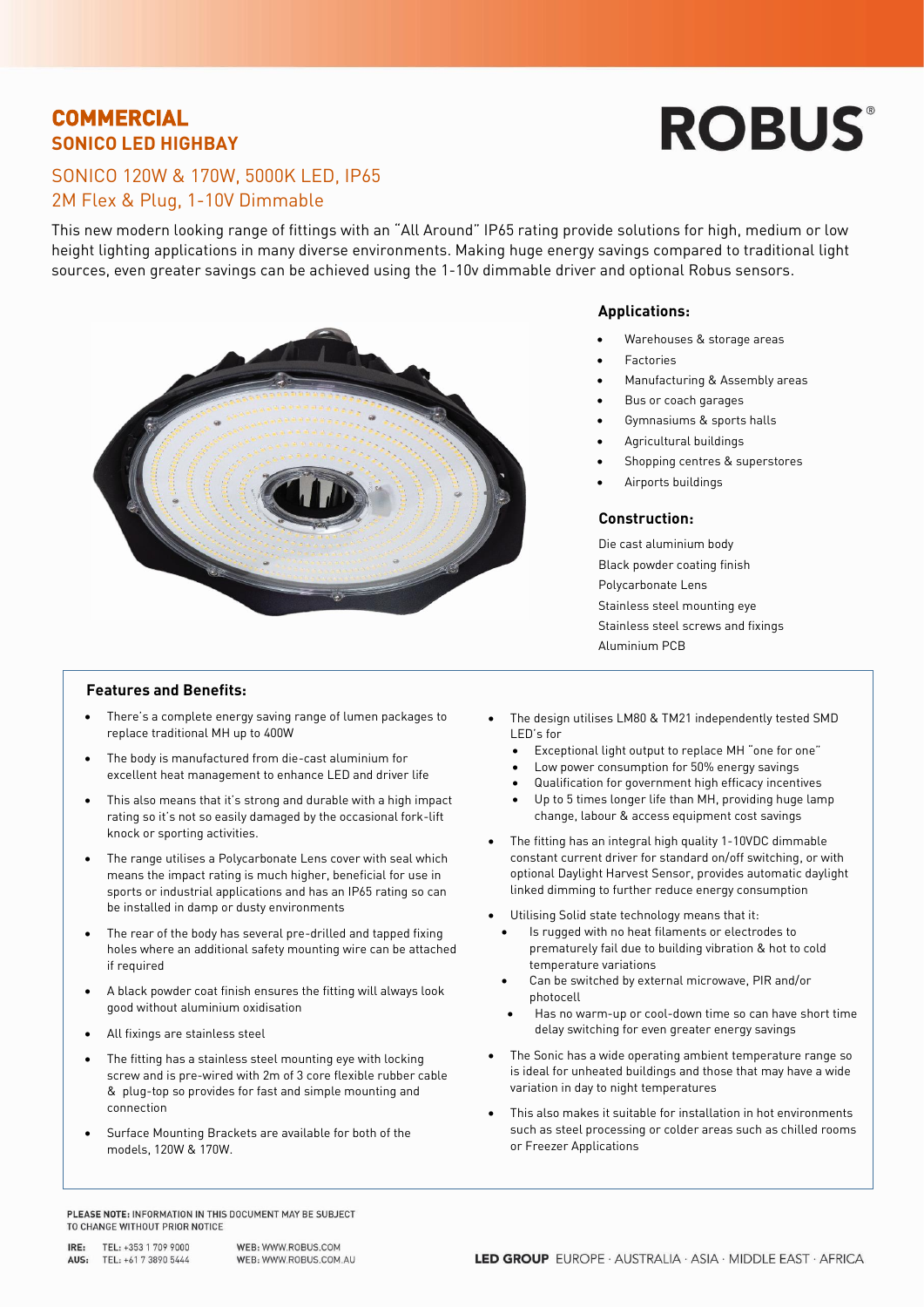# COMMERCIAL
## SONICO LED HIGHBAY

ROBUS®

### SONICO 120W & 170W, 5000K LED, IP65
### 2M Flex & Plug, 1-10V Dimmable

This new modern looking range of fittings with an "All Around" IP65 rating provide solutions for high, medium or low height lighting applications in many diverse environments. Making huge energy savings compared to traditional light sources, even greater savings can be achieved using the 1-10v dimmable driver and optional Robus sensors.

### Applications:

- Warehouses & storage areas
- Factories
- Manufacturing & Assembly areas
- Bus or coach garages
- Gymnasiums & sports halls
- Agricultural buildings
- Shopping centres & superstores
- Airports buildings

### Construction:

Die cast aluminium body
Black powder coating finish
Polycarbonate Lens
Stainless steel mounting eye
Stainless steel screws and fixings
Aluminium PCB

### Features and Benefits:

- There's a complete energy saving range of lumen packages to replace traditional MH up to 400W
- The body is manufactured from die-cast aluminium for excellent heat management to enhance LED and driver life
- This also means that it's strong and durable with a high impact rating so it's not so easily damaged by the occasional fork-lift knock or sporting activities.
- The range utilises a Polycarbonate Lens cover with seal which means the impact rating is much higher, beneficial for use in sports or industrial applications and has an IP65 rating so can be installed in damp or dusty environments
- The rear of the body has several pre-drilled and tapped fixing holes where an additional safety mounting wire can be attached if required
- A black powder coat finish ensures the fitting will always look good without aluminium oxidisation
- All fixings are stainless steel
- The fitting has a stainless steel mounting eye with locking screw and is pre-wired with 2m of 3 core flexible rubber cable & plug-top so provides for fast and simple mounting and connection
- Surface Mounting Brackets are available for both of the models, 120W & 170W.
- The design utilises LM80 & TM21 independently tested SMD LED's for
  - Exceptional light output to replace MH "one for one"
  - Low power consumption for 50% energy savings
  - Qualification for government high efficacy incentives
  - Up to 5 times longer life than MH, providing huge lamp change, labour & access equipment cost savings
- The fitting has an integral high quality 1-10VDC dimmable constant current driver for standard on/off switching, or with optional Daylight Harvest Sensor, provides automatic daylight linked dimming to further reduce energy consumption
- Utilising Solid state technology means that it:
  - Is rugged with no heat filaments or electrodes to prematurely fail due to building vibration & hot to cold temperature variations
  - Can be switched by external microwave, PIR and/or photocell
  - Has no warm-up or cool-down time so can have short time delay switching for even greater energy savings
- The Sonic has a wide operating ambient temperature range so is ideal for unheated buildings and those that may have a wide variation in day to night temperatures
- This also makes it suitable for installation in hot environments such as steel processing or colder areas such as chilled rooms or Freezer Applications

PLEASE NOTE: INFORMATION IN THIS DOCUMENT MAY BE SUBJECT TO CHANGE WITHOUT PRIOR NOTICE

IRE: TEL: +353 1 709 9000 WEB: WWW.ROBUS.COM
AUS: TEL: +61 7 3890 5444 WEB: WWW.ROBUS.COM.AU

LED GROUP EUROPE · AUSTRALIA · ASIA · MIDDLE EAST · AFRICA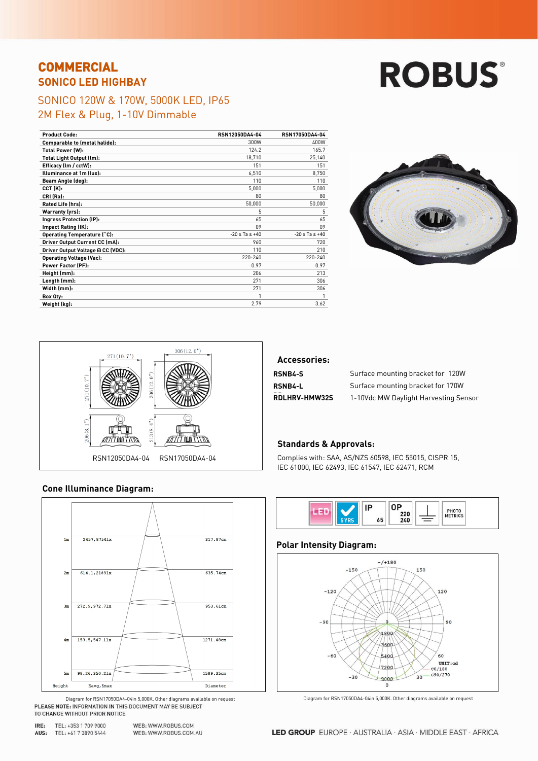# COMMERCIAL

## SONICO LED HIGHBAY

ROBUS®

### SONICO 120W & 170W, 5000K LED, IP65
### 2M Flex & Plug, 1-10V Dimmable

| Product Code: | RSN12050DA4-04 | RSN17050DA4-04 |
|---|---|---|
| Comparable to (metal halide): | 300W | 400W |
| Total Power (W): | 124.2 | 165.7 |
| Total Light Output (lm): | 18,710 | 25,140 |
| Efficacy (lm / cctW): | 151 | 151 |
| Illuminance at 1m (lux): | 6,510 | 8,750 |
| Beam Angle (deg): | 110 | 110 |
| CCT (K): | 5,000 | 5,000 |
| CRI (Ra): | 80 | 80 |
| Rated Life (hrs): | 50,000 | 50,000 |
| Warranty (yrs): | 5 | 5 |
| Ingress Protection (IP): | 65 | 65 |
| Impact Rating (IK): | 09 | 09 |
| Operating Temperature (°C): | -20 ≤ Ta ≤ +40 | -20 ≤ Ta ≤ +40 |
| Driver Output Current CC (mA): | 960 | 720 |
| Driver Output Voltage @ CC (VDC): | 110 | 210 |
| Operating Voltage (Vac): | 220-240 | 220-240 |
| Power Factor (PF): | 0.97 | 0.97 |
| Height (mm): | 206 | 213 |
| Length (mm): | 271 | 306 |
| Width (mm): | 271 | 306 |
| Box Qty: | 1 | 1 |
| Weight (kg): | 2.79 | 3.62 |

271 (10.7") 306 (12.0")
206 (8.1") 213 (8.4")

RSN12050DA4-04    RSN17050DA4-04

### Accessories:

| | |
|---|---|
| RSNB4-S | Surface mounting bracket for 120W |
| RSNB4-L | Surface mounting bracket for 170W |
| RDLHRV-HMW32S | 1-10Vdc MW Daylight Harvesting Sensor |

### Standards & Approvals:

Complies with: SAA, AS/NZS 60598, IEC 55015, CISPR 15, IEC 61000, IEC 62493, IEC 61547, IEC 62471, RCM

LED  5YRS  IP 65  OP 220 240  PHOTO METRICS

### Cone Illuminance Diagram:

1m 2457,8754lx 317.87cm
2m 614.1,2189lx 635.74cm
3m 272.9,972.7lx 953.61cm
4m 153.5,547.1lx 1271.48cm
5m 98.26,350.2lx 1589.35cm
Height Eavg,Emax Diameter

Diagram for RSN17050DA4-04in 5,000K. Other diagrams available on request

### Polar Intensity Diagram:

-/+180 -150 150 -120 120 -90 90 -60 60 -30 30 0
1800 3600 5400 7200 9000
UNIT:cd
C0/180
C90/270

Diagram for RSN17050DA4-04in 5,000K. Other diagrams available on request

PLEASE NOTE: INFORMATION IN THIS DOCUMENT MAY BE SUBJECT TO CHANGE WITHOUT PRIOR NOTICE

IRE: TEL: +353 1 709 9000 WEB: WWW.ROBUS.COM
AUS: TEL: +61 7 3890 5444 WEB: WWW.ROBUS.COM.AU

LED GROUP EUROPE · AUSTRALIA · ASIA · MIDDLE EAST · AFRICA